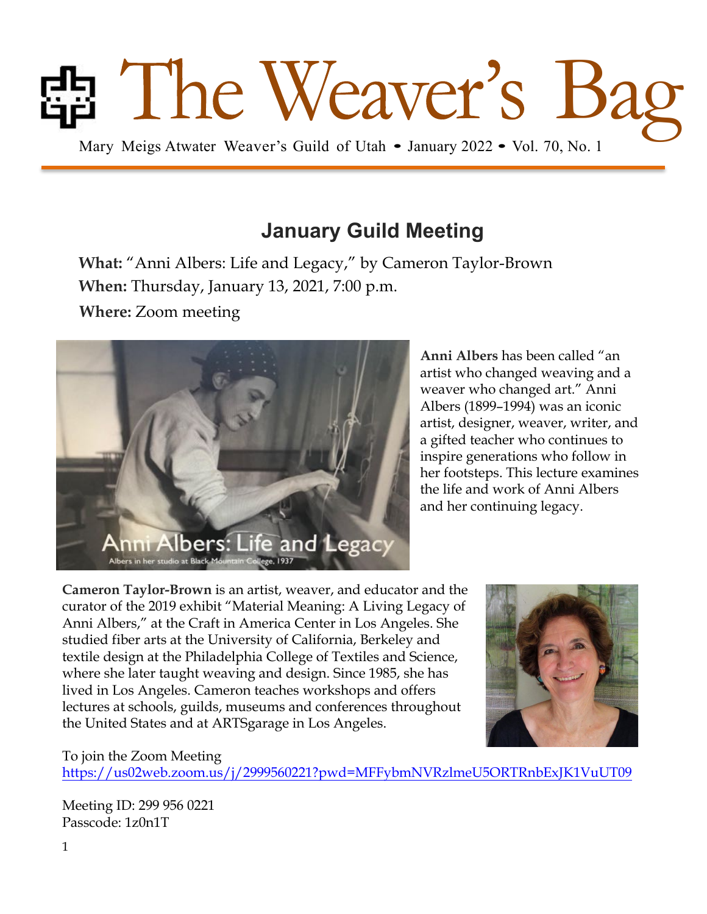# The Weaver's Bag

Mary Meigs Atwater Weaver's Guild of Utah • January 2022 • Vol. 70, No. 1

## January Guild Meeting

**What:** "Anni Albers: Life and Legacy," by Cameron Taylor-Brown
**When:** Thursday, January 13, 2021, 7:00 p.m.
**Where:** Zoom meeting

Anni Albers: Life and Legacy
Albers in her studio at Black Mountain College, 1937

**Anni Albers** has been called "an artist who changed weaving and a weaver who changed art." Anni Albers (1899–1994) was an iconic artist, designer, weaver, writer, and a gifted teacher who continues to inspire generations who follow in her footsteps. This lecture examines the life and work of Anni Albers and her continuing legacy.

**Cameron Taylor-Brown** is an artist, weaver, and educator and the curator of the 2019 exhibit "Material Meaning: A Living Legacy of Anni Albers," at the Craft in America Center in Los Angeles. She studied fiber arts at the University of California, Berkeley and textile design at the Philadelphia College of Textiles and Science, where she later taught weaving and design. Since 1985, she has lived in Los Angeles. Cameron teaches workshops and offers lectures at schools, guilds, museums and conferences throughout the United States and at ARTSgarage in Los Angeles.

To join the Zoom Meeting
https://us02web.zoom.us/j/2999560221?pwd=MFFybmNVRzlmeU5ORTRnbExJK1VuUT09

Meeting ID: 299 956 0221
Passcode: 1z0n1T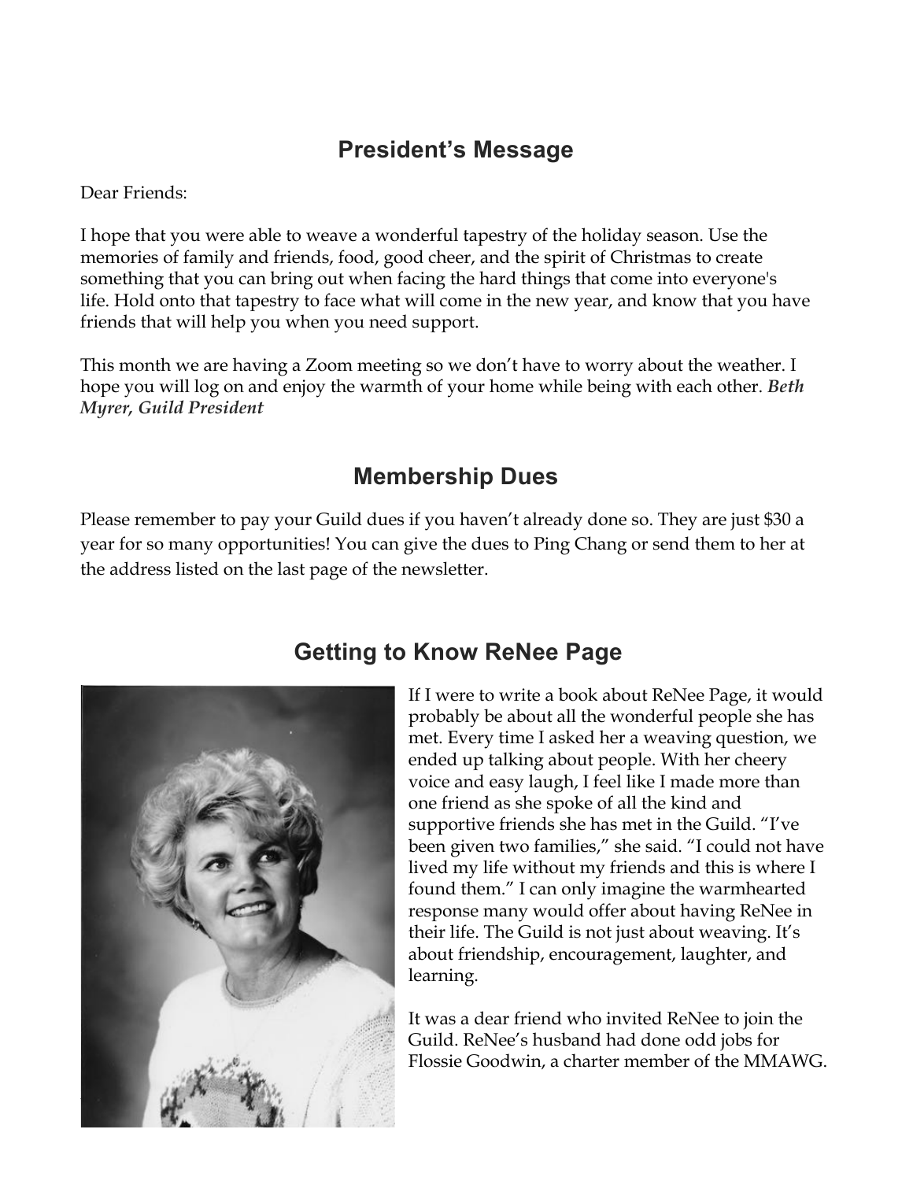## President's Message

Dear Friends:

I hope that you were able to weave a wonderful tapestry of the holiday season. Use the memories of family and friends, food, good cheer, and the spirit of Christmas to create something that you can bring out when facing the hard things that come into everyone's life. Hold onto that tapestry to face what will come in the new year, and know that you have friends that will help you when you need support.

This month we are having a Zoom meeting so we don't have to worry about the weather. I hope you will log on and enjoy the warmth of your home while being with each other. ***Beth Myrer, Guild President***

## Membership Dues

Please remember to pay your Guild dues if you haven't already done so. They are just $30 a year for so many opportunities! You can give the dues to Ping Chang or send them to her at the address listed on the last page of the newsletter.

## Getting to Know ReNee Page

If I were to write a book about ReNee Page, it would probably be about all the wonderful people she has met. Every time I asked her a weaving question, we ended up talking about people. With her cheery voice and easy laugh, I feel like I made more than one friend as she spoke of all the kind and supportive friends she has met in the Guild. "I've been given two families," she said. "I could not have lived my life without my friends and this is where I found them." I can only imagine the warmhearted response many would offer about having ReNee in their life. The Guild is not just about weaving. It's about friendship, encouragement, laughter, and learning.

It was a dear friend who invited ReNee to join the Guild. ReNee's husband had done odd jobs for Flossie Goodwin, a charter member of the MMAWG.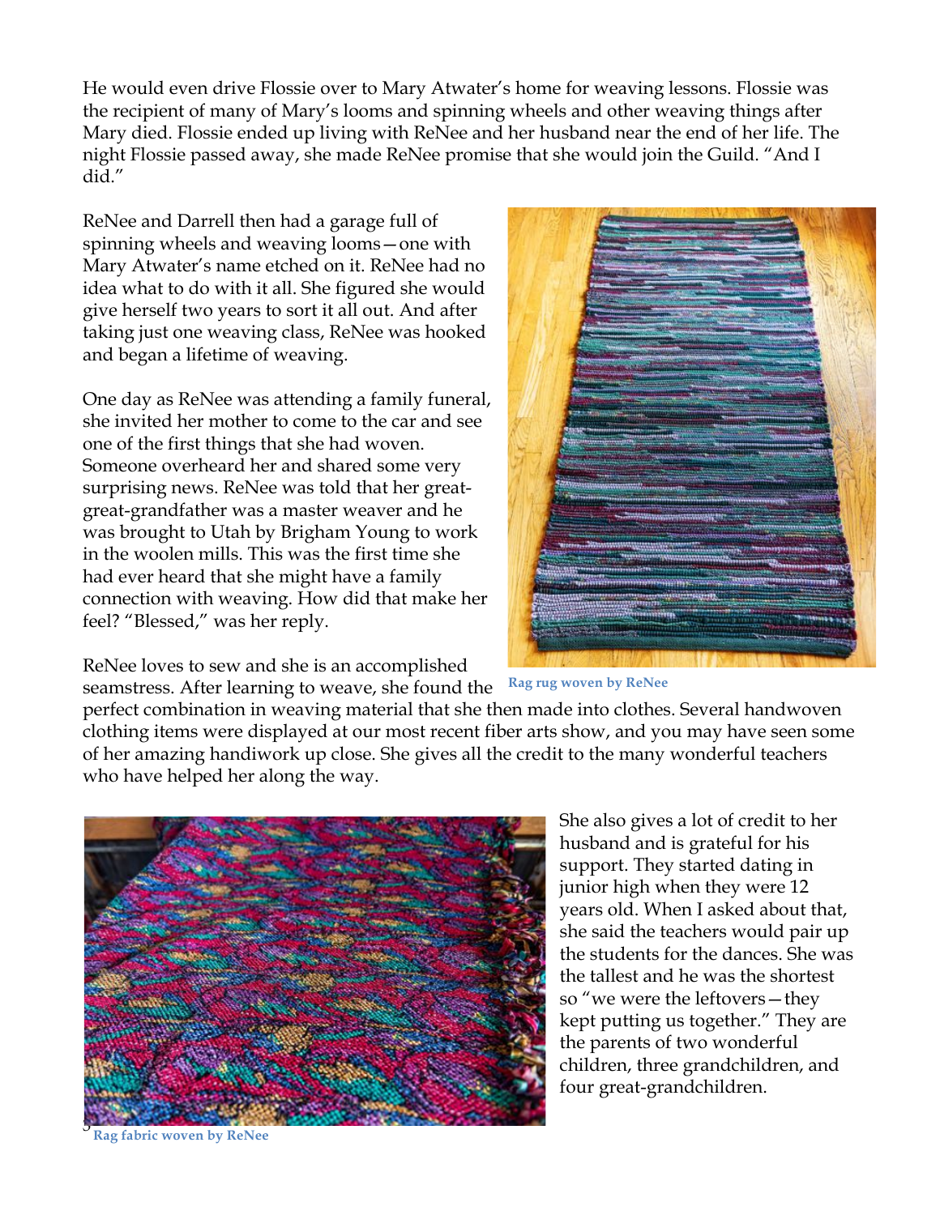He would even drive Flossie over to Mary Atwater's home for weaving lessons. Flossie was the recipient of many of Mary's looms and spinning wheels and other weaving things after Mary died. Flossie ended up living with ReNee and her husband near the end of her life. The night Flossie passed away, she made ReNee promise that she would join the Guild. "And I did."

ReNee and Darrell then had a garage full of spinning wheels and weaving looms—one with Mary Atwater's name etched on it. ReNee had no idea what to do with it all. She figured she would give herself two years to sort it all out. And after taking just one weaving class, ReNee was hooked and began a lifetime of weaving.

One day as ReNee was attending a family funeral, she invited her mother to come to the car and see one of the first things that she had woven. Someone overheard her and shared some very surprising news. ReNee was told that her great-great-grandfather was a master weaver and he was brought to Utah by Brigham Young to work in the woolen mills. This was the first time she had ever heard that she might have a family connection with weaving. How did that make her feel? "Blessed," was her reply.

Rag rug woven by ReNee

ReNee loves to sew and she is an accomplished seamstress. After learning to weave, she found the perfect combination in weaving material that she then made into clothes. Several handwoven clothing items were displayed at our most recent fiber arts show, and you may have seen some of her amazing handiwork up close. She gives all the credit to the many wonderful teachers who have helped her along the way.

She also gives a lot of credit to her husband and is grateful for his support. They started dating in junior high when they were 12 years old. When I asked about that, she said the teachers would pair up the students for the dances. She was the tallest and he was the shortest so "we were the leftovers—they kept putting us together." They are the parents of two wonderful children, three grandchildren, and four great-grandchildren.

Rag fabric woven by ReNee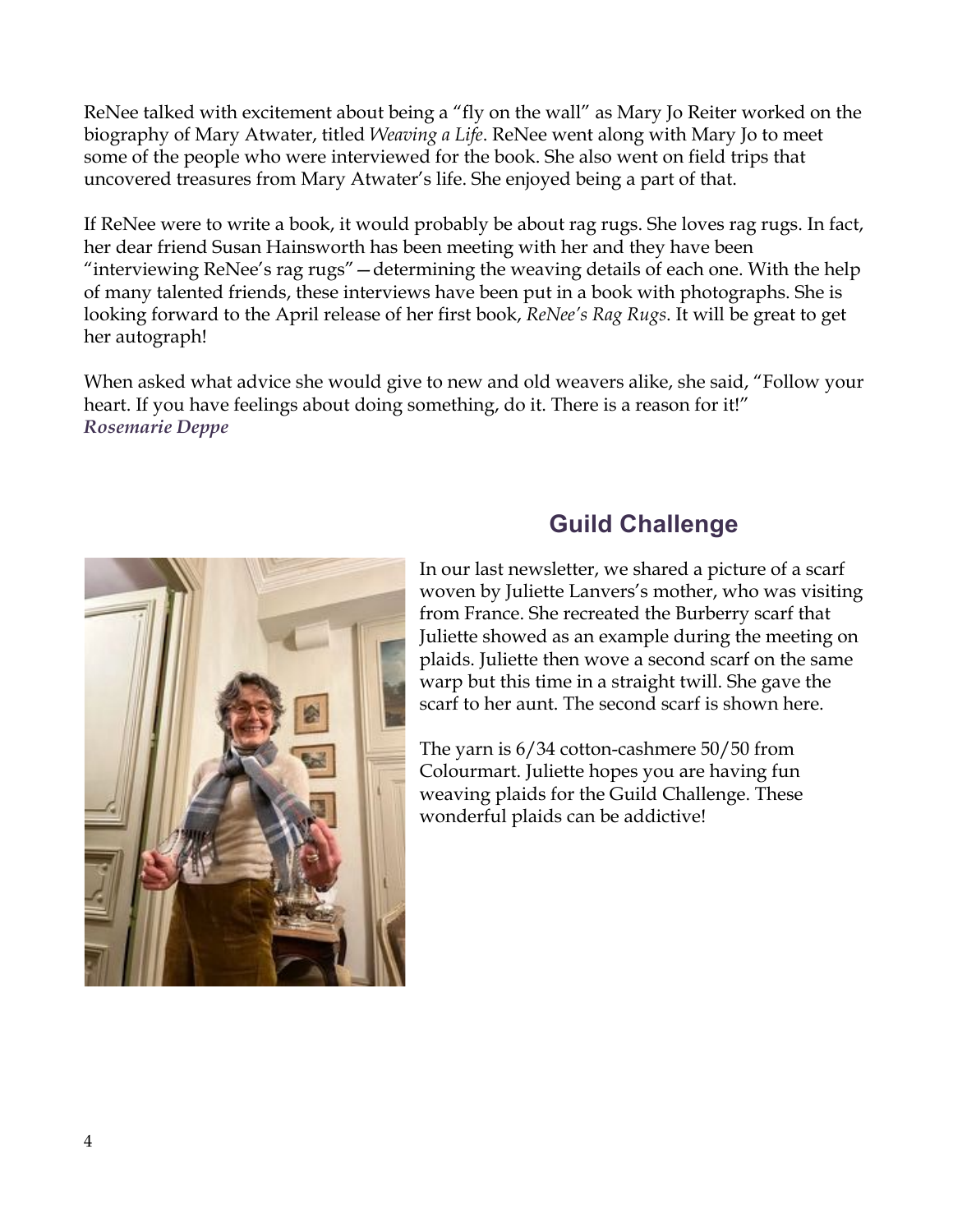ReNee talked with excitement about being a "fly on the wall" as Mary Jo Reiter worked on the biography of Mary Atwater, titled *Weaving a Life*. ReNee went along with Mary Jo to meet some of the people who were interviewed for the book. She also went on field trips that uncovered treasures from Mary Atwater's life. She enjoyed being a part of that.

If ReNee were to write a book, it would probably be about rag rugs. She loves rag rugs. In fact, her dear friend Susan Hainsworth has been meeting with her and they have been "interviewing ReNee's rag rugs"—determining the weaving details of each one. With the help of many talented friends, these interviews have been put in a book with photographs. She is looking forward to the April release of her first book, *ReNee's Rag Rugs*. It will be great to get her autograph!

When asked what advice she would give to new and old weavers alike, she said, "Follow your heart. If you have feelings about doing something, do it. There is a reason for it!"
***Rosemarie Deppe***

## Guild Challenge

In our last newsletter, we shared a picture of a scarf woven by Juliette Lanvers's mother, who was visiting from France. She recreated the Burberry scarf that Juliette showed as an example during the meeting on plaids. Juliette then wove a second scarf on the same warp but this time in a straight twill. She gave the scarf to her aunt. The second scarf is shown here.

The yarn is 6/34 cotton-cashmere 50/50 from Colourmart. Juliette hopes you are having fun weaving plaids for the Guild Challenge. These wonderful plaids can be addictive!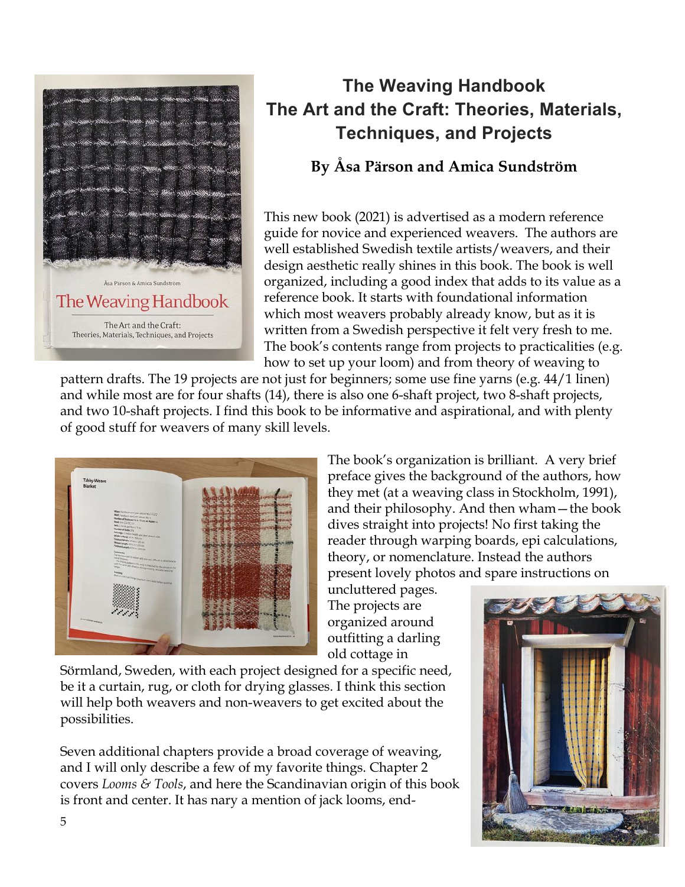## The Weaving Handbook
## The Art and the Craft: Theories, Materials, Techniques, and Projects

### By Åsa Pärson and Amica Sundström

This new book (2021) is advertised as a modern reference guide for novice and experienced weavers. The authors are well established Swedish textile artists/weavers, and their design aesthetic really shines in this book. The book is well organized, including a good index that adds to its value as a reference book. It starts with foundational information which most weavers probably already know, but as it is written from a Swedish perspective it felt very fresh to me. The book's contents range from projects to practicalities (e.g. how to set up your loom) and from theory of weaving to pattern drafts. The 19 projects are not just for beginners; some use fine yarns (e.g. 44/1 linen) and while most are for four shafts (14), there is also one 6-shaft project, two 8-shaft projects, and two 10-shaft projects. I find this book to be informative and aspirational, and with plenty of good stuff for weavers of many skill levels.

The book's organization is brilliant. A very brief preface gives the background of the authors, how they met (at a weaving class in Stockholm, 1991), and their philosophy. And then wham—the book dives straight into projects! No first taking the reader through warping boards, epi calculations, theory, or nomenclature. Instead the authors present lovely photos and spare instructions on uncluttered pages. The projects are organized around outfitting a darling old cottage in Sörmland, Sweden, with each project designed for a specific need, be it a curtain, rug, or cloth for drying glasses. I think this section will help both weavers and non-weavers to get excited about the possibilities.

Seven additional chapters provide a broad coverage of weaving, and I will only describe a few of my favorite things. Chapter 2 covers *Looms & Tools*, and here the Scandinavian origin of this book is front and center. It has nary a mention of jack looms, end-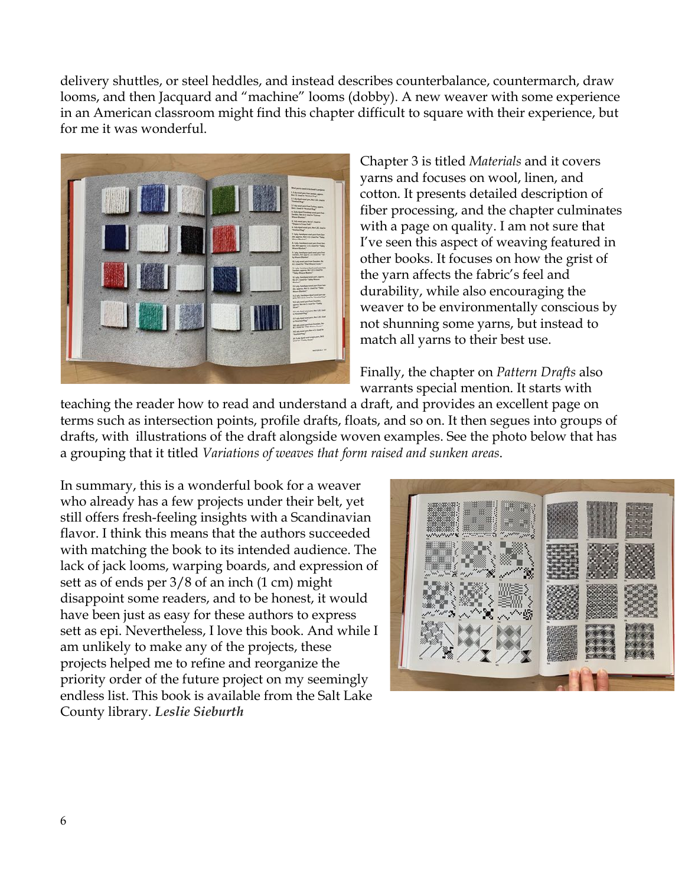delivery shuttles, or steel heddles, and instead describes counterbalance, countermarch, draw looms, and then Jacquard and "machine" looms (dobby). A new weaver with some experience in an American classroom might find this chapter difficult to square with their experience, but for me it was wonderful.

Chapter 3 is titled *Materials* and it covers yarns and focuses on wool, linen, and cotton. It presents detailed description of fiber processing, and the chapter culminates with a page on quality. I am not sure that I've seen this aspect of weaving featured in other books. It focuses on how the grist of the yarn affects the fabric's feel and durability, while also encouraging the weaver to be environmentally conscious by not shunning some yarns, but instead to match all yarns to their best use.

Finally, the chapter on *Pattern Drafts* also warrants special mention. It starts with teaching the reader how to read and understand a draft, and provides an excellent page on terms such as intersection points, profile drafts, floats, and so on. It then segues into groups of drafts, with illustrations of the draft alongside woven examples. See the photo below that has a grouping that it titled *Variations of weaves that form raised and sunken areas*.

In summary, this is a wonderful book for a weaver who already has a few projects under their belt, yet still offers fresh-feeling insights with a Scandinavian flavor. I think this means that the authors succeeded with matching the book to its intended audience. The lack of jack looms, warping boards, and expression of sett as of ends per 3/8 of an inch (1 cm) might disappoint some readers, and to be honest, it would have been just as easy for these authors to express sett as epi. Nevertheless, I love this book. And while I am unlikely to make any of the projects, these projects helped me to refine and reorganize the priority order of the future project on my seemingly endless list. This book is available from the Salt Lake County library. ***Leslie Sieburth***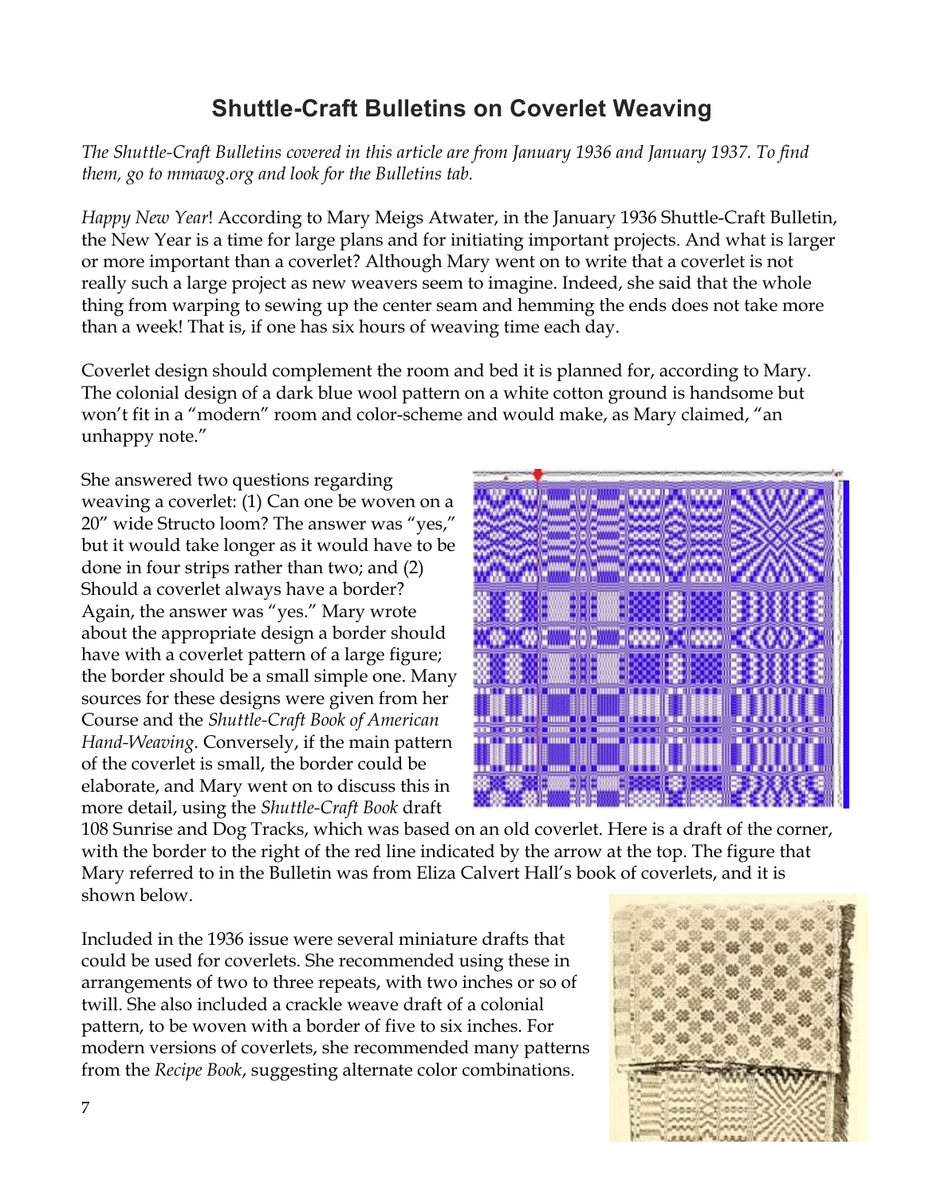# Shuttle-Craft Bulletins on Coverlet Weaving

*The Shuttle-Craft Bulletins covered in this article are from January 1936 and January 1937. To find them, go to mmawg.org and look for the Bulletins tab.*

*Happy New Year*! According to Mary Meigs Atwater, in the January 1936 Shuttle-Craft Bulletin, the New Year is a time for large plans and for initiating important projects. And what is larger or more important than a coverlet? Although Mary went on to write that a coverlet is not really such a large project as new weavers seem to imagine. Indeed, she said that the whole thing from warping to sewing up the center seam and hemming the ends does not take more than a week! That is, if one has six hours of weaving time each day.

Coverlet design should complement the room and bed it is planned for, according to Mary. The colonial design of a dark blue wool pattern on a white cotton ground is handsome but won't fit in a "modern" room and color-scheme and would make, as Mary claimed, "an unhappy note."

She answered two questions regarding weaving a coverlet: (1) Can one be woven on a 20″ wide Structo loom? The answer was "yes," but it would take longer as it would have to be done in four strips rather than two; and (2) Should a coverlet always have a border? Again, the answer was "yes." Mary wrote about the appropriate design a border should have with a coverlet pattern of a large figure; the border should be a small simple one. Many sources for these designs were given from her Course and the *Shuttle-Craft Book of American Hand-Weaving*. Conversely, if the main pattern of the coverlet is small, the border could be elaborate, and Mary went on to discuss this in more detail, using the *Shuttle-Craft Book* draft 108 Sunrise and Dog Tracks, which was based on an old coverlet. Here is a draft of the corner, with the border to the right of the red line indicated by the arrow at the top. The figure that Mary referred to in the Bulletin was from Eliza Calvert Hall's book of coverlets, and it is shown below.

Included in the 1936 issue were several miniature drafts that could be used for coverlets. She recommended using these in arrangements of two to three repeats, with two inches or so of twill. She also included a crackle weave draft of a colonial pattern, to be woven with a border of five to six inches. For modern versions of coverlets, she recommended many patterns from the *Recipe Book*, suggesting alternate color combinations.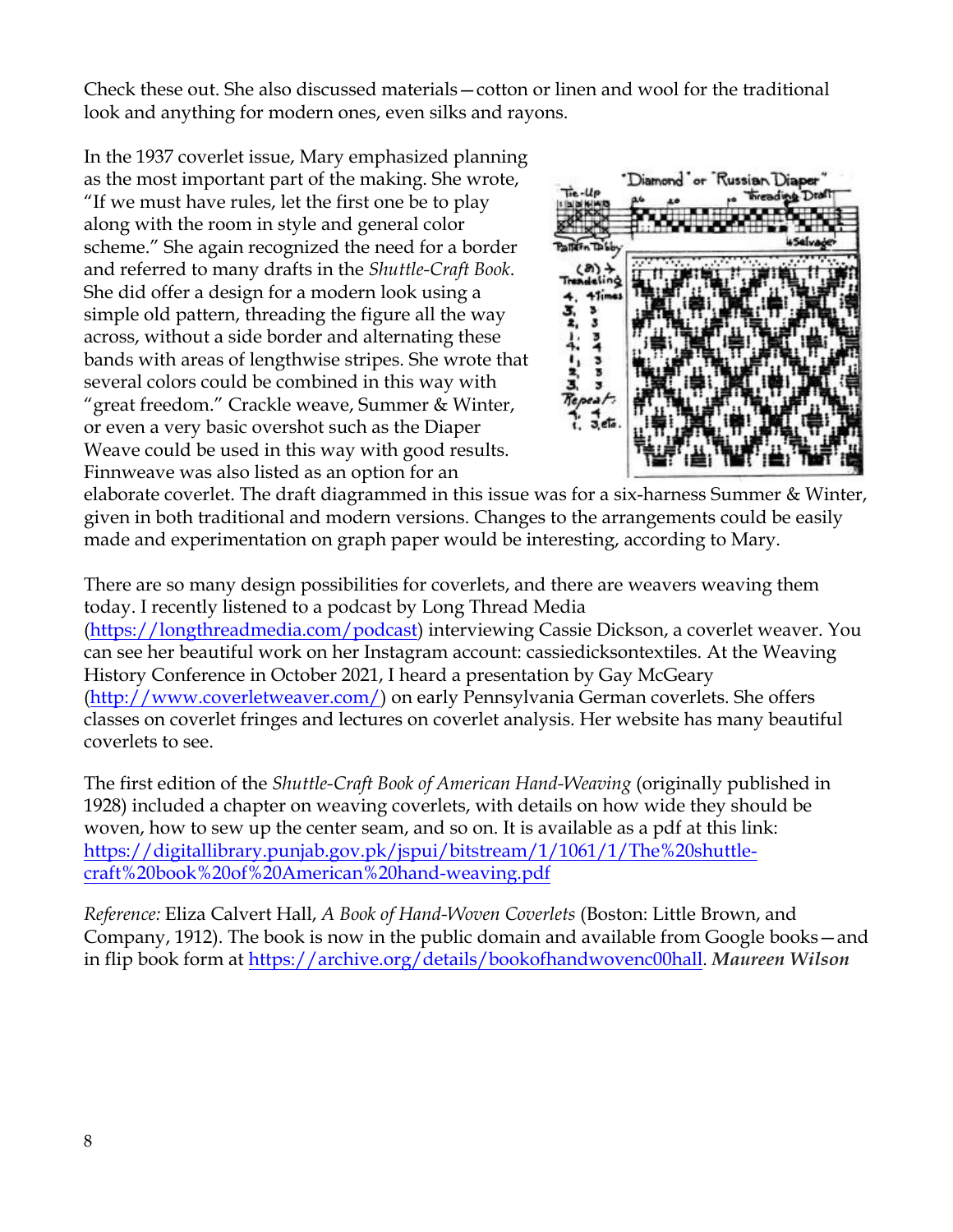Check these out. She also discussed materials—cotton or linen and wool for the traditional look and anything for modern ones, even silks and rayons.

In the 1937 coverlet issue, Mary emphasized planning as the most important part of the making. She wrote, "If we must have rules, let the first one be to play along with the room in style and general color scheme." She again recognized the need for a border and referred to many drafts in the *Shuttle-Craft Book*. She did offer a design for a modern look using a simple old pattern, threading the figure all the way across, without a side border and alternating these bands with areas of lengthwise stripes. She wrote that several colors could be combined in this way with "great freedom." Crackle weave, Summer & Winter, or even a very basic overshot such as the Diaper Weave could be used in this way with good results. Finnweave was also listed as an option for an elaborate coverlet. The draft diagrammed in this issue was for a six-harness Summer & Winter, given in both traditional and modern versions. Changes to the arrangements could be easily made and experimentation on graph paper would be interesting, according to Mary.

There are so many design possibilities for coverlets, and there are weavers weaving them today. I recently listened to a podcast by Long Thread Media (https://longthreadmedia.com/podcast) interviewing Cassie Dickson, a coverlet weaver. You can see her beautiful work on her Instagram account: cassiedicksontextiles. At the Weaving History Conference in October 2021, I heard a presentation by Gay McGeary (http://www.coverletweaver.com/) on early Pennsylvania German coverlets. She offers classes on coverlet fringes and lectures on coverlet analysis. Her website has many beautiful coverlets to see.

The first edition of the *Shuttle-Craft Book of American Hand-Weaving* (originally published in 1928) included a chapter on weaving coverlets, with details on how wide they should be woven, how to sew up the center seam, and so on. It is available as a pdf at this link: https://digitallibrary.punjab.gov.pk/jspui/bitstream/1/1061/1/The%20shuttle-craft%20book%20of%20American%20hand-weaving.pdf

*Reference:* Eliza Calvert Hall, *A Book of Hand-Woven Coverlets* (Boston: Little Brown, and Company, 1912). The book is now in the public domain and available from Google books—and in flip book form at https://archive.org/details/bookofhandwovenc00hall. ***Maureen Wilson***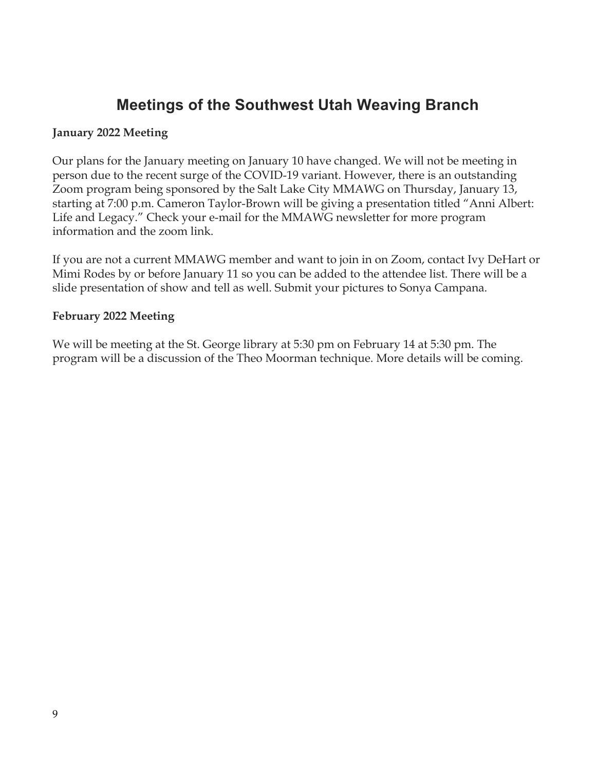# Meetings of the Southwest Utah Weaving Branch

**January 2022 Meeting**

Our plans for the January meeting on January 10 have changed. We will not be meeting in person due to the recent surge of the COVID-19 variant. However, there is an outstanding Zoom program being sponsored by the Salt Lake City MMAWG on Thursday, January 13, starting at 7:00 p.m. Cameron Taylor-Brown will be giving a presentation titled "Anni Albert: Life and Legacy." Check your e-mail for the MMAWG newsletter for more program information and the zoom link.

If you are not a current MMAWG member and want to join in on Zoom, contact Ivy DeHart or Mimi Rodes by or before January 11 so you can be added to the attendee list. There will be a slide presentation of show and tell as well. Submit your pictures to Sonya Campana.

**February 2022 Meeting**

We will be meeting at the St. George library at 5:30 pm on February 14 at 5:30 pm. The program will be a discussion of the Theo Moorman technique. More details will be coming.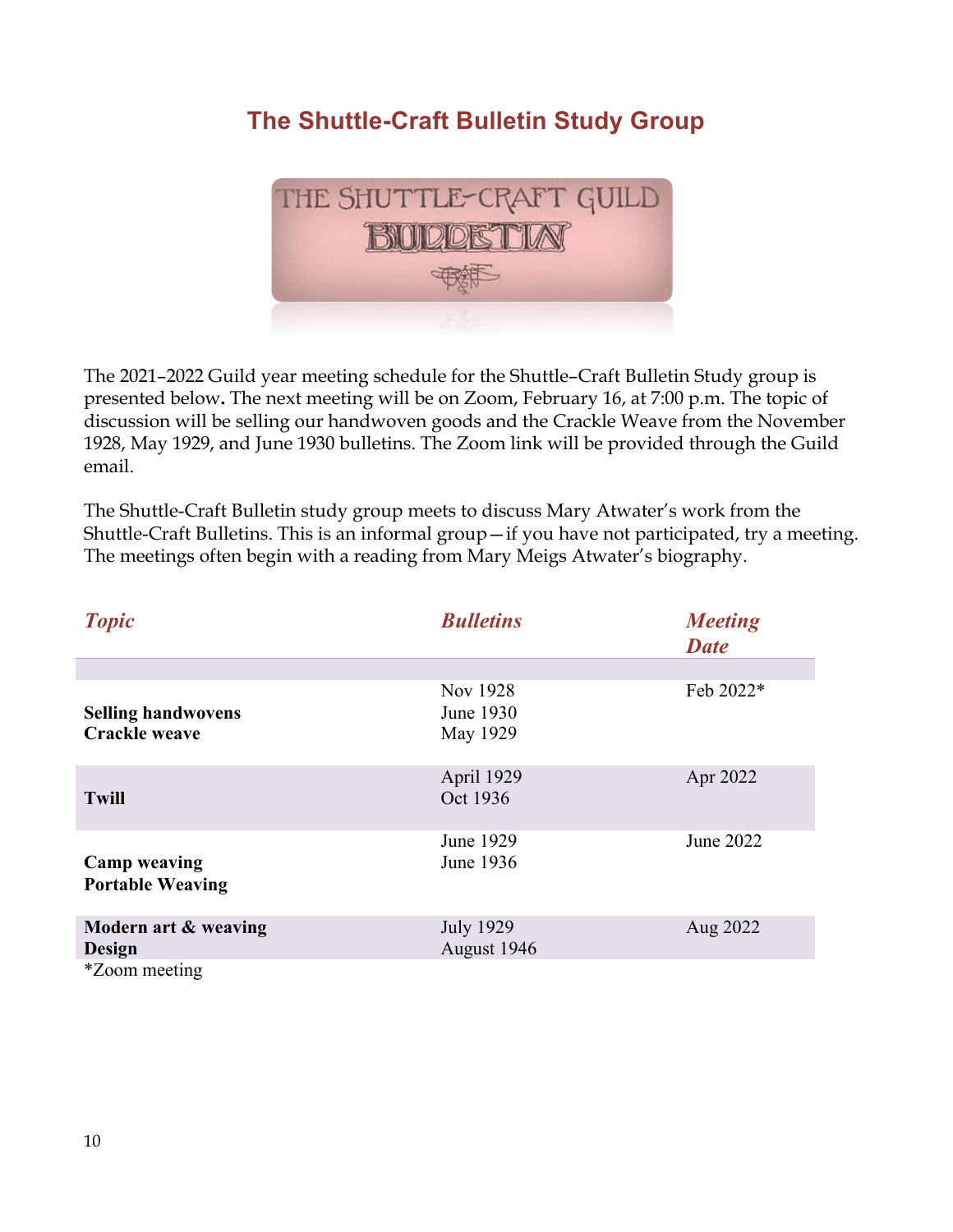# The Shuttle-Craft Bulletin Study Group

The 2021–2022 Guild year meeting schedule for the Shuttle–Craft Bulletin Study group is presented below. The next meeting will be on Zoom, February 16, at 7:00 p.m. The topic of discussion will be selling our handwoven goods and the Crackle Weave from the November 1928, May 1929, and June 1930 bulletins. The Zoom link will be provided through the Guild email.

The Shuttle-Craft Bulletin study group meets to discuss Mary Atwater's work from the Shuttle-Craft Bulletins. This is an informal group—if you have not participated, try a meeting. The meetings often begin with a reading from Mary Meigs Atwater's biography.

| *Topic* | *Bulletins* | *Meeting Date* |
|---|---|---|
| **Selling handwovens**<br>**Crackle weave** | Nov 1928<br>June 1930<br>May 1929 | Feb 2022* |
| **Twill** | April 1929<br>Oct 1936 | Apr 2022 |
| **Camp weaving**<br>**Portable Weaving** | June 1929<br>June 1936 | June 2022 |
| **Modern art & weaving**<br>**Design** | July 1929<br>August 1946 | Aug 2022 |

*Zoom meeting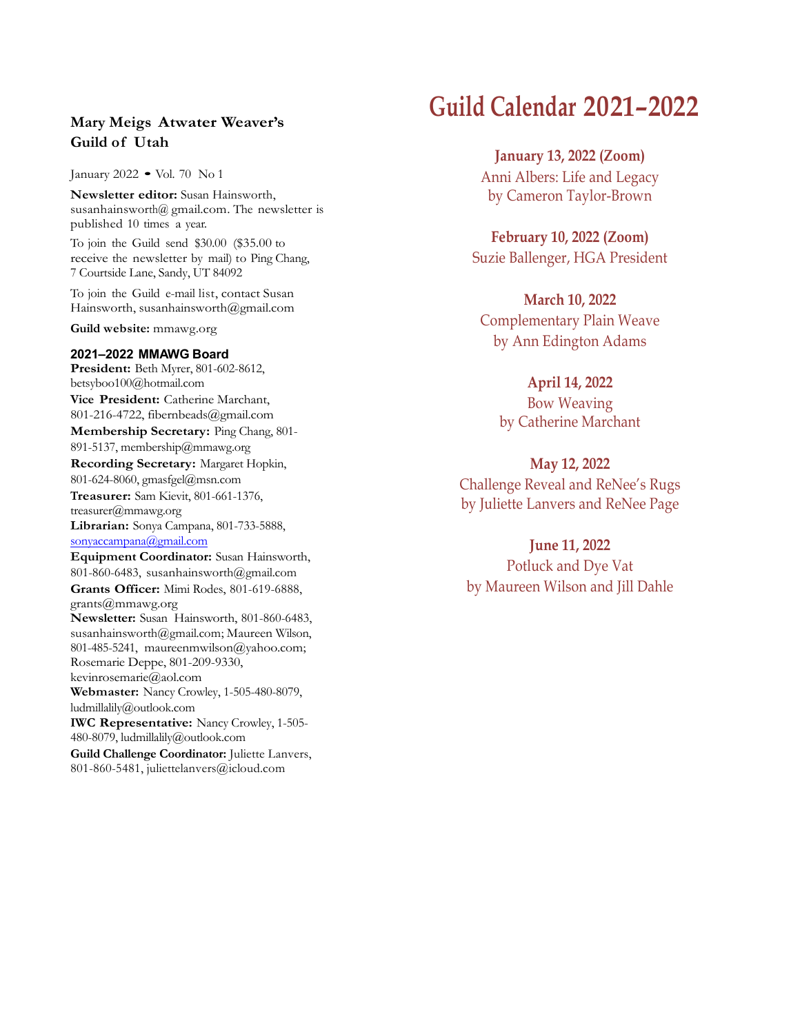### Mary Meigs Atwater Weaver's Guild of Utah

January 2022 • Vol. 70 No 1

**Newsletter editor:** Susan Hainsworth, susanhainsworth@ gmail.com. The newsletter is published 10 times a year.

To join the Guild send $30.00 ($35.00 to receive the newsletter by mail) to Ping Chang, 7 Courtside Lane, Sandy, UT 84092

To join the Guild e-mail list, contact Susan Hainsworth, susanhainsworth@gmail.com

**Guild website:** mmawg.org

#### 2021–2022 MMAWG Board

**President:** Beth Myrer, 801-602-8612, betsyboo100@hotmail.com

**Vice President:** Catherine Marchant, 801-216-4722, fibernbeads@gmail.com

**Membership Secretary:** Ping Chang, 801-891-5137, membership@mmawg.org

**Recording Secretary:** Margaret Hopkin, 801-624-8060, gmasfgel@msn.com

**Treasurer:** Sam Kievit, 801-661-1376, treasurer@mmawg.org

**Librarian:** Sonya Campana, 801-733-5888, sonyaccampana@gmail.com

**Equipment Coordinator:** Susan Hainsworth, 801-860-6483, susanhainsworth@gmail.com

**Grants Officer:** Mimi Rodes, 801-619-6888, grants@mmawg.org

**Newsletter:** Susan Hainsworth, 801-860-6483, susanhainsworth@gmail.com; Maureen Wilson, 801-485-5241, maureenmwilson@yahoo.com; Rosemarie Deppe, 801-209-9330, kevinrosemarie@aol.com

**Webmaster:** Nancy Crowley, 1-505-480-8079, ludmillalily@outlook.com

**IWC Representative:** Nancy Crowley, 1-505-480-8079, ludmillalily@outlook.com

**Guild Challenge Coordinator:** Juliette Lanvers, 801-860-5481, juliettelanvers@icloud.com

# Guild Calendar 2021–2022

**January 13, 2022 (Zoom)**
Anni Albers: Life and Legacy
by Cameron Taylor-Brown

**February 10, 2022 (Zoom)**
Suzie Ballenger, HGA President

**March 10, 2022**
Complementary Plain Weave
by Ann Edington Adams

**April 14, 2022**
Bow Weaving
by Catherine Marchant

**May 12, 2022**
Challenge Reveal and ReNee's Rugs
by Juliette Lanvers and ReNee Page

**June 11, 2022**
Potluck and Dye Vat
by Maureen Wilson and Jill Dahle